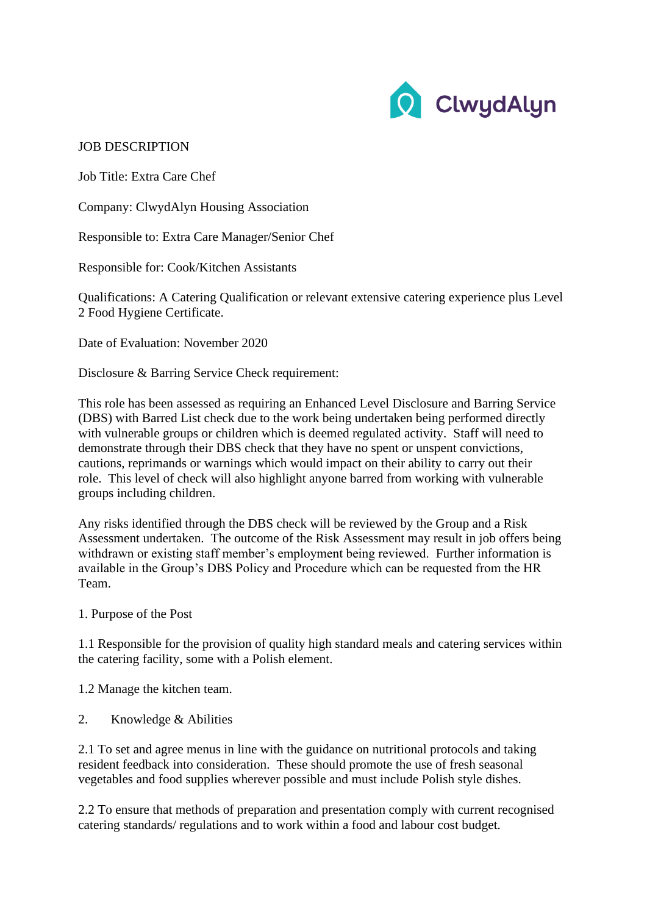ClwydAlyn

# JOB DESCRIPTION

Job Title: Extra Care Chef

Company: ClwydAlyn Housing Association

Responsible to: Extra Care Manager/Senior Chef

Responsible for: Cook/Kitchen Assistants

Qualifications: A Catering Qualification or relevant extensive catering experience plus Level 2 Food Hygiene Certificate.

Date of Evaluation: November 2020

Disclosure & Barring Service Check requirement:

This role has been assessed as requiring an Enhanced Level Disclosure and Barring Service (DBS) with Barred List check due to the work being undertaken being performed directly with vulnerable groups or children which is deemed regulated activity. Staff will need to demonstrate through their DBS check that they have no spent or unspent convictions, cautions, reprimands or warnings which would impact on their ability to carry out their role. This level of check will also highlight anyone barred from working with vulnerable groups including children.

Any risks identified through the DBS check will be reviewed by the Group and a Risk Assessment undertaken. The outcome of the Risk Assessment may result in job offers being withdrawn or existing staff member's employment being reviewed. Further information is available in the Group's DBS Policy and Procedure which can be requested from the HR Team.

## 1. Purpose of the Post

1.1 Responsible for the provision of quality high standard meals and catering services within the catering facility, some with a Polish element.

1.2 Manage the kitchen team.

## 2. Knowledge & Abilities

2.1 To set and agree menus in line with the guidance on nutritional protocols and taking resident feedback into consideration. These should promote the use of fresh seasonal vegetables and food supplies wherever possible and must include Polish style dishes.

2.2 To ensure that methods of preparation and presentation comply with current recognised catering standards/ regulations and to work within a food and labour cost budget.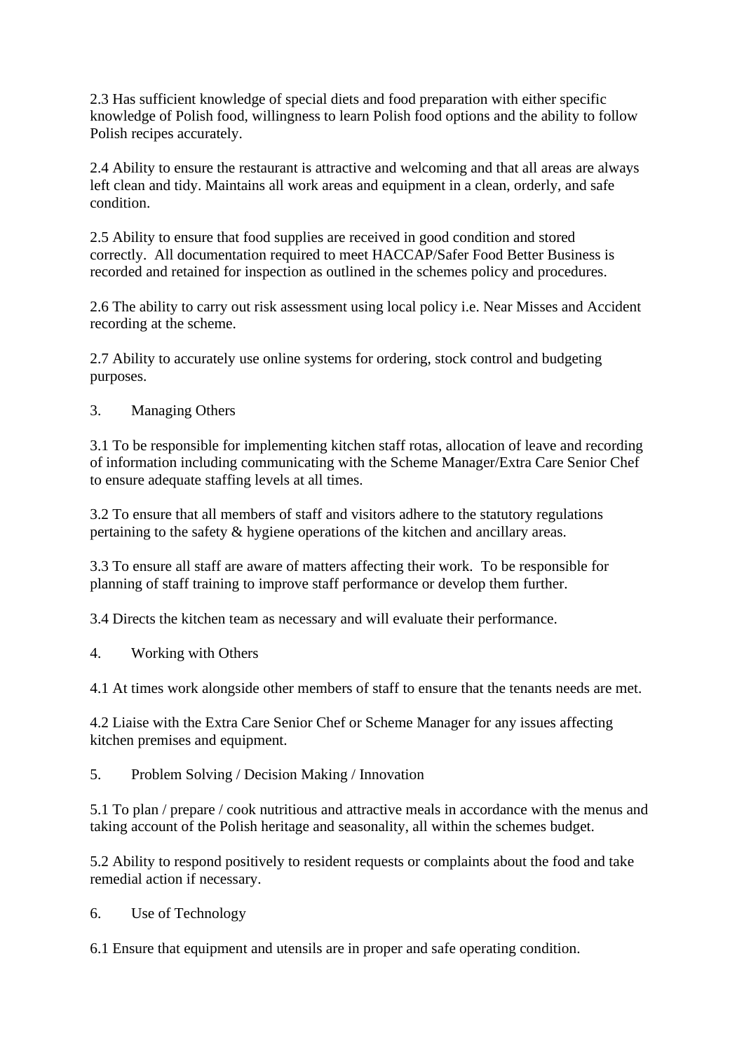2.3 Has sufficient knowledge of special diets and food preparation with either specific knowledge of Polish food, willingness to learn Polish food options and the ability to follow Polish recipes accurately.

2.4 Ability to ensure the restaurant is attractive and welcoming and that all areas are always left clean and tidy. Maintains all work areas and equipment in a clean, orderly, and safe condition.

2.5 Ability to ensure that food supplies are received in good condition and stored correctly. All documentation required to meet HACCAP/Safer Food Better Business is recorded and retained for inspection as outlined in the schemes policy and procedures.

2.6 The ability to carry out risk assessment using local policy i.e. Near Misses and Accident recording at the scheme.

2.7 Ability to accurately use online systems for ordering, stock control and budgeting purposes.

## 3. Managing Others

3.1 To be responsible for implementing kitchen staff rotas, allocation of leave and recording of information including communicating with the Scheme Manager/Extra Care Senior Chef to ensure adequate staffing levels at all times.

3.2 To ensure that all members of staff and visitors adhere to the statutory regulations pertaining to the safety & hygiene operations of the kitchen and ancillary areas.

3.3 To ensure all staff are aware of matters affecting their work. To be responsible for planning of staff training to improve staff performance or develop them further.

3.4 Directs the kitchen team as necessary and will evaluate their performance.

## 4. Working with Others

4.1 At times work alongside other members of staff to ensure that the tenants needs are met.

4.2 Liaise with the Extra Care Senior Chef or Scheme Manager for any issues affecting kitchen premises and equipment.

## 5. Problem Solving / Decision Making / Innovation

5.1 To plan / prepare / cook nutritious and attractive meals in accordance with the menus and taking account of the Polish heritage and seasonality, all within the schemes budget.

5.2 Ability to respond positively to resident requests or complaints about the food and take remedial action if necessary.

## 6. Use of Technology

6.1 Ensure that equipment and utensils are in proper and safe operating condition.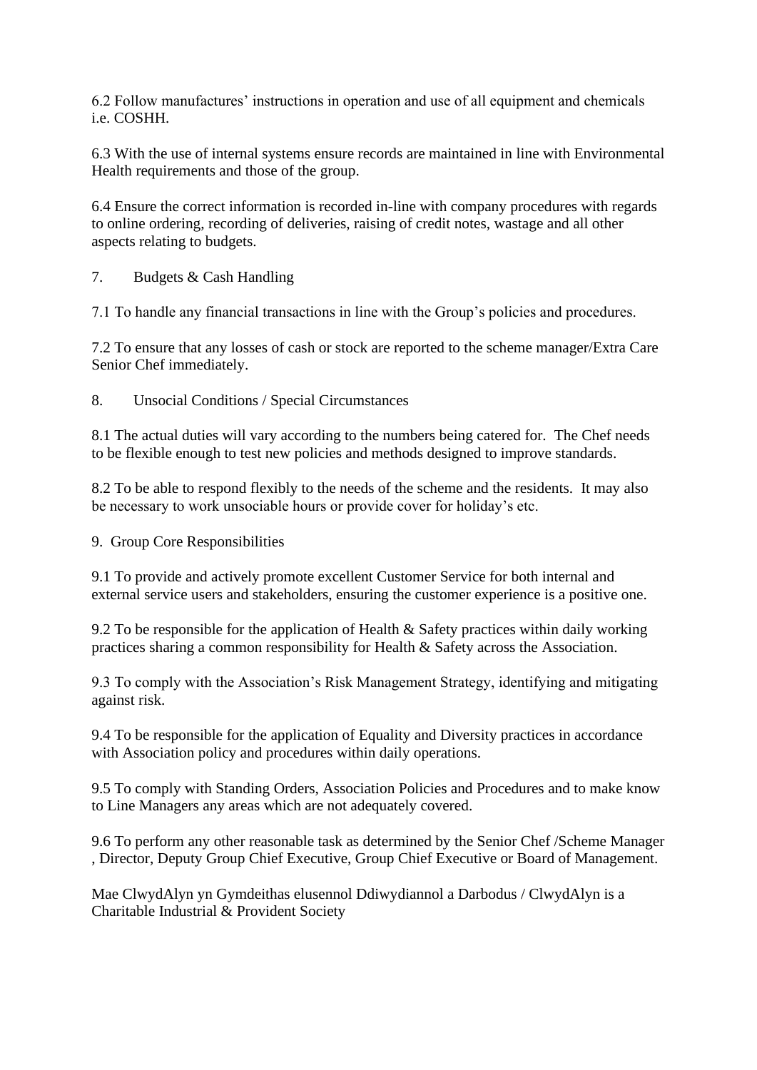6.2 Follow manufactures' instructions in operation and use of all equipment and chemicals i.e. COSHH.

6.3 With the use of internal systems ensure records are maintained in line with Environmental Health requirements and those of the group.

6.4 Ensure the correct information is recorded in-line with company procedures with regards to online ordering, recording of deliveries, raising of credit notes, wastage and all other aspects relating to budgets.

## 7. Budgets & Cash Handling

7.1 To handle any financial transactions in line with the Group's policies and procedures.

7.2 To ensure that any losses of cash or stock are reported to the scheme manager/Extra Care Senior Chef immediately.

## 8. Unsocial Conditions / Special Circumstances

8.1 The actual duties will vary according to the numbers being catered for. The Chef needs to be flexible enough to test new policies and methods designed to improve standards.

8.2 To be able to respond flexibly to the needs of the scheme and the residents. It may also be necessary to work unsociable hours or provide cover for holiday's etc.

## 9. Group Core Responsibilities

9.1 To provide and actively promote excellent Customer Service for both internal and external service users and stakeholders, ensuring the customer experience is a positive one.

9.2 To be responsible for the application of Health & Safety practices within daily working practices sharing a common responsibility for Health & Safety across the Association.

9.3 To comply with the Association's Risk Management Strategy, identifying and mitigating against risk.

9.4 To be responsible for the application of Equality and Diversity practices in accordance with Association policy and procedures within daily operations.

9.5 To comply with Standing Orders, Association Policies and Procedures and to make know to Line Managers any areas which are not adequately covered.

9.6 To perform any other reasonable task as determined by the Senior Chef /Scheme Manager , Director, Deputy Group Chief Executive, Group Chief Executive or Board of Management.

Mae ClwydAlyn yn Gymdeithas elusennol Ddiwydiannol a Darbodus / ClwydAlyn is a Charitable Industrial & Provident Society